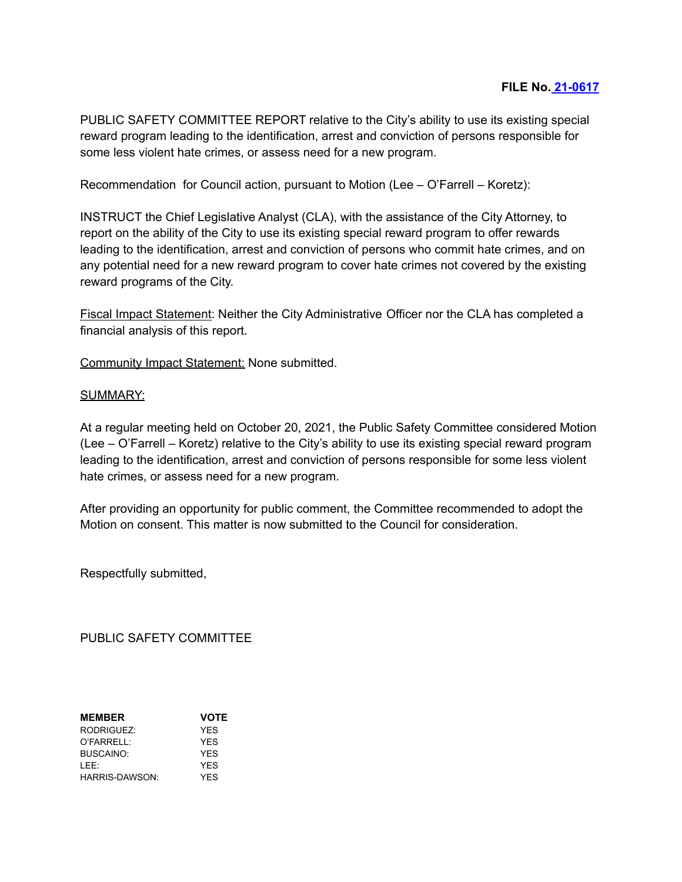**FILE No. 21-0617**

PUBLIC SAFETY COMMITTEE REPORT relative to the City's ability to use its existing special reward program leading to the identification, arrest and conviction of persons responsible for some less violent hate crimes, or assess need for a new program.

Recommendation for Council action, pursuant to Motion (Lee – O'Farrell – Koretz):

INSTRUCT the Chief Legislative Analyst (CLA), with the assistance of the City Attorney, to report on the ability of the City to use its existing special reward program to offer rewards leading to the identification, arrest and conviction of persons who commit hate crimes, and on any potential need for a new reward program to cover hate crimes not covered by the existing reward programs of the City.

Fiscal Impact Statement: Neither the City Administrative Officer nor the CLA has completed a financial analysis of this report.

Community Impact Statement: None submitted.

SUMMARY:

At a regular meeting held on October 20, 2021, the Public Safety Committee considered Motion (Lee – O'Farrell – Koretz) relative to the City's ability to use its existing special reward program leading to the identification, arrest and conviction of persons responsible for some less violent hate crimes, or assess need for a new program.

After providing an opportunity for public comment, the Committee recommended to adopt the Motion on consent. This matter is now submitted to the Council for consideration.

Respectfully submitted,

PUBLIC SAFETY COMMITTEE

| MEMBER | VOTE |
|---|---|
| RODRIGUEZ: | YES |
| O'FARRELL: | YES |
| BUSCAINO: | YES |
| LEE: | YES |
| HARRIS-DAWSON: | YES |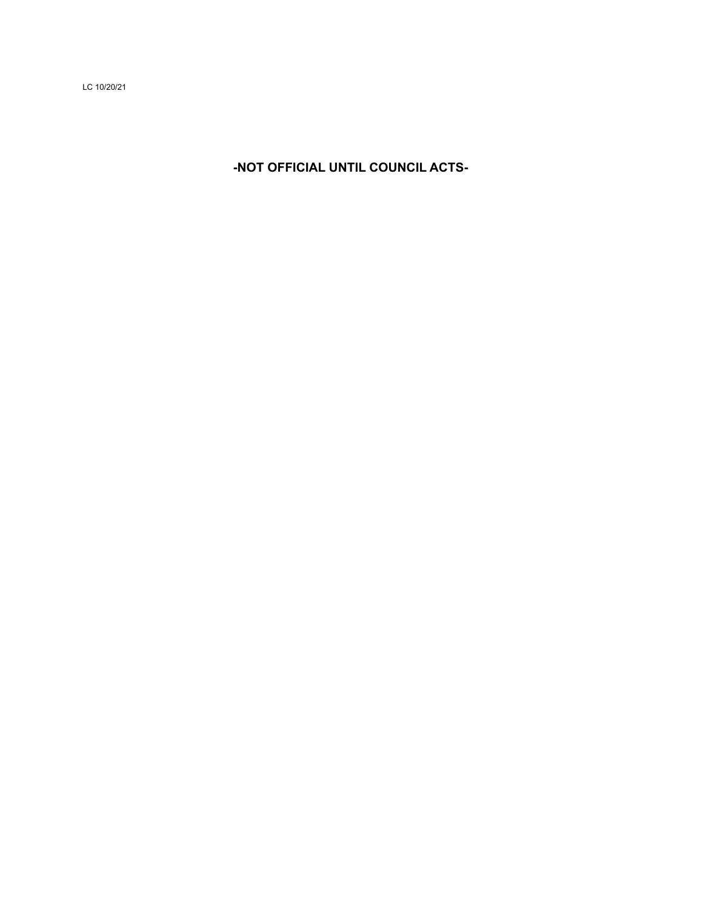LC 10/20/21

**-NOT OFFICIAL UNTIL COUNCIL ACTS-**